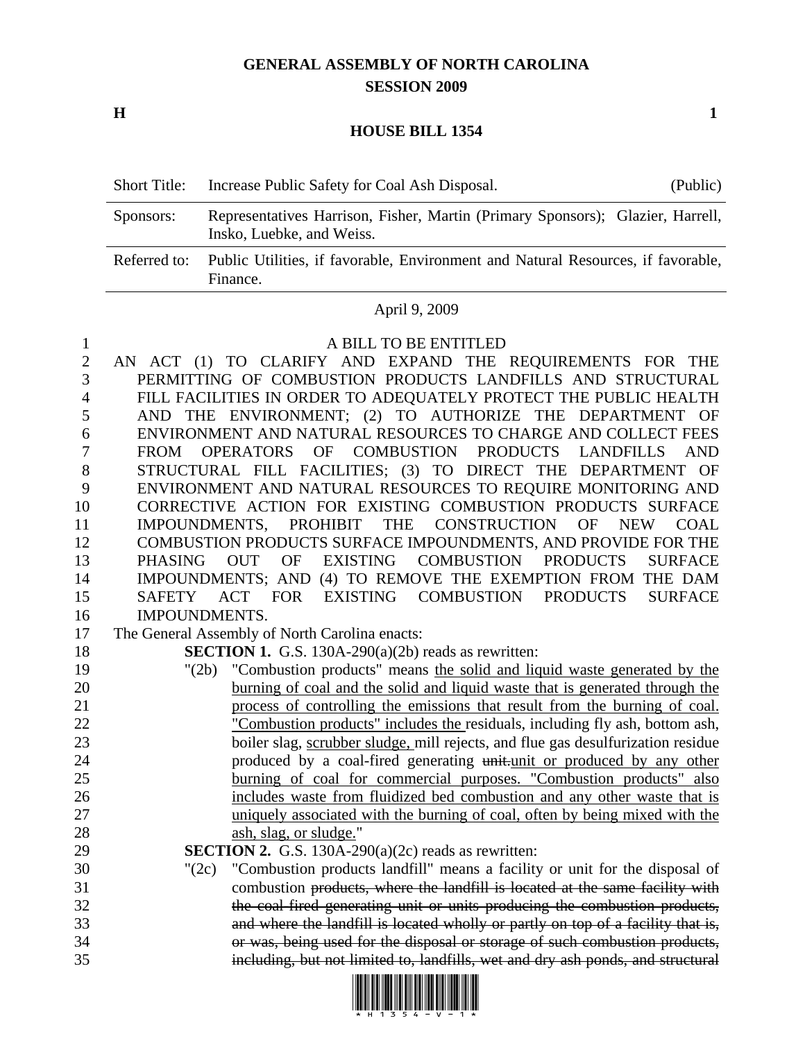# GENERAL ASSEMBLY OF NORTH CAROLINA
## SESSION 2009

**H** **1**

## HOUSE BILL 1354

| | | |
|---|---|---|
| Short Title: | Increase Public Safety for Coal Ash Disposal. | (Public) |
| Sponsors: | Representatives Harrison, Fisher, Martin (Primary Sponsors); Glazier, Harrell, Insko, Luebke, and Weiss. | |
| Referred to: | Public Utilities, if favorable, Environment and Natural Resources, if favorable, Finance. | |

April 9, 2009

A BILL TO BE ENTITLED

AN ACT (1) TO CLARIFY AND EXPAND THE REQUIREMENTS FOR THE PERMITTING OF COMBUSTION PRODUCTS LANDFILLS AND STRUCTURAL FILL FACILITIES IN ORDER TO ADEQUATELY PROTECT THE PUBLIC HEALTH AND THE ENVIRONMENT; (2) TO AUTHORIZE THE DEPARTMENT OF ENVIRONMENT AND NATURAL RESOURCES TO CHARGE AND COLLECT FEES FROM OPERATORS OF COMBUSTION PRODUCTS LANDFILLS AND STRUCTURAL FILL FACILITIES; (3) TO DIRECT THE DEPARTMENT OF ENVIRONMENT AND NATURAL RESOURCES TO REQUIRE MONITORING AND CORRECTIVE ACTION FOR EXISTING COMBUSTION PRODUCTS SURFACE IMPOUNDMENTS, PROHIBIT THE CONSTRUCTION OF NEW COAL COMBUSTION PRODUCTS SURFACE IMPOUNDMENTS, AND PROVIDE FOR THE PHASING OUT OF EXISTING COMBUSTION PRODUCTS SURFACE IMPOUNDMENTS; AND (4) TO REMOVE THE EXEMPTION FROM THE DAM SAFETY ACT FOR EXISTING COMBUSTION PRODUCTS SURFACE IMPOUNDMENTS.

The General Assembly of North Carolina enacts:

**SECTION 1.** G.S. 130A-290(a)(2b) reads as rewritten:

"(2b) "Combustion products" means <u>the solid and liquid waste generated by the burning of coal and the solid and liquid waste that is generated through the process of controlling the emissions that result from the burning of coal. "Combustion products" includes the </u>residuals, including fly ash, bottom ash, boiler slag, <u>scrubber sludge, </u>mill rejects, and flue gas desulfurization residue produced by a coal-fired generating ~~unit.~~<u>unit or produced by any other burning of coal for commercial purposes. "Combustion products" also includes waste from fluidized bed combustion and any other waste that is uniquely associated with the burning of coal, often by being mixed with the ash, slag, or sludge.</u>"

**SECTION 2.** G.S. 130A-290(a)(2c) reads as rewritten:

"(2c) "Combustion products landfill" means a facility or unit for the disposal of combustion ~~products, where the landfill is located at the same facility with the coal-fired generating unit or units producing the combustion products, and where the landfill is located wholly or partly on top of a facility that is, or was, being used for the disposal or storage of such combustion products, including, but not limited to, landfills, wet and dry ash ponds, and structural~~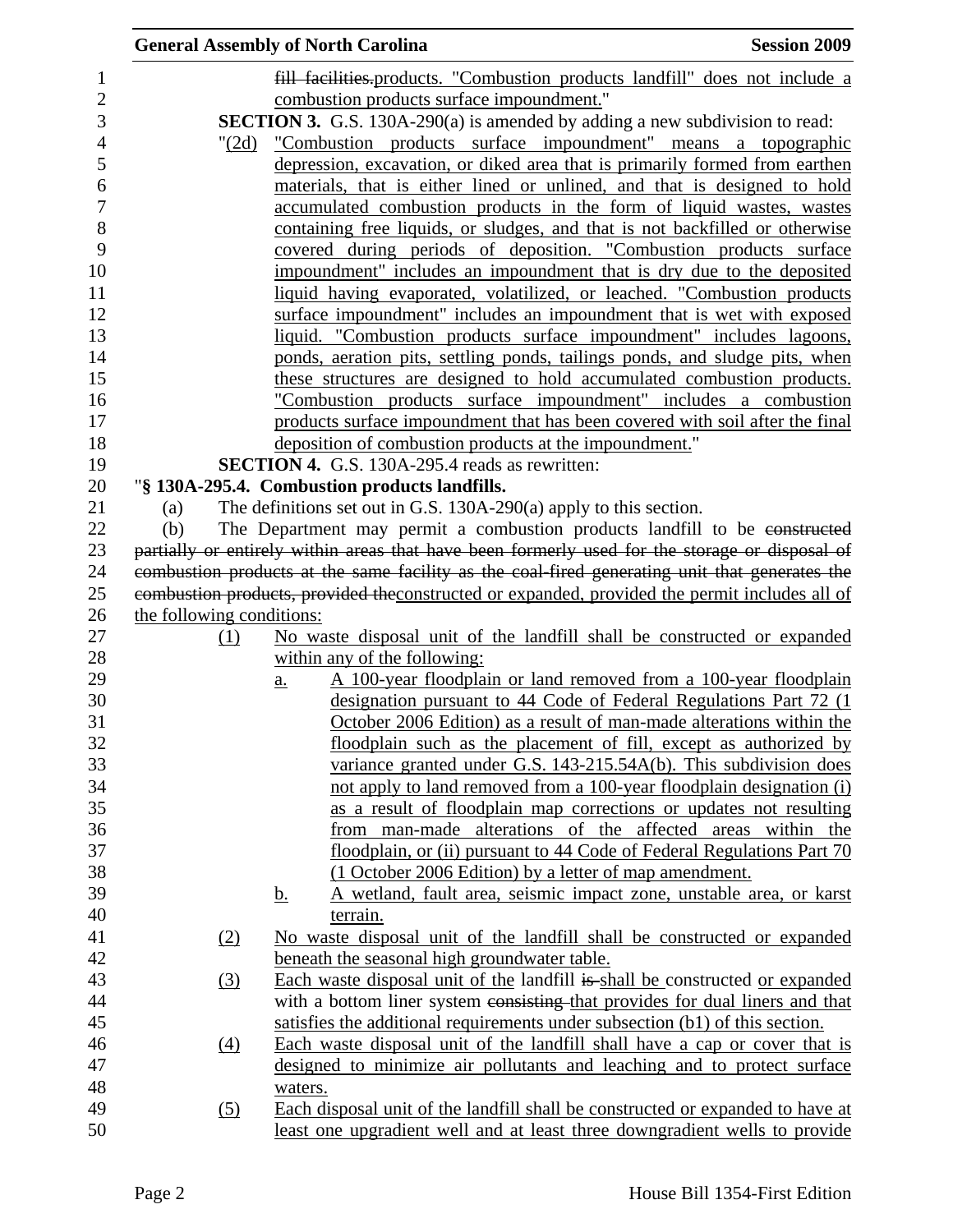~~fill facilities.~~products. "Combustion products landfill" does not include a combustion products surface impoundment."

**SECTION 3.** G.S. 130A-290(a) is amended by adding a new subdivision to read:

"(2d) "Combustion products surface impoundment" means a topographic depression, excavation, or diked area that is primarily formed from earthen materials, that is either lined or unlined, and that is designed to hold accumulated combustion products in the form of liquid wastes, wastes containing free liquids, or sludges, and that is not backfilled or otherwise covered during periods of deposition. "Combustion products surface impoundment" includes an impoundment that is dry due to the deposited liquid having evaporated, volatilized, or leached. "Combustion products surface impoundment" includes an impoundment that is wet with exposed liquid. "Combustion products surface impoundment" includes lagoons, ponds, aeration pits, settling ponds, tailings ponds, and sludge pits, when these structures are designed to hold accumulated combustion products. "Combustion products surface impoundment" includes a combustion products surface impoundment that has been covered with soil after the final deposition of combustion products at the impoundment."

**SECTION 4.** G.S. 130A-295.4 reads as rewritten:

"**§ 130A-295.4. Combustion products landfills.**

(a) The definitions set out in G.S. 130A-290(a) apply to this section.

(b) The Department may permit a combustion products landfill to be ~~constructed partially or entirely within areas that have been formerly used for the storage or disposal of combustion products at the same facility as the coal-fired generating unit that generates the combustion products, provided the~~constructed or expanded, provided the permit includes all of the following conditions:

(1) No waste disposal unit of the landfill shall be constructed or expanded within any of the following:

a. A 100-year floodplain or land removed from a 100-year floodplain designation pursuant to 44 Code of Federal Regulations Part 72 (1 October 2006 Edition) as a result of man-made alterations within the floodplain such as the placement of fill, except as authorized by variance granted under G.S. 143-215.54A(b). This subdivision does not apply to land removed from a 100-year floodplain designation (i) as a result of floodplain map corrections or updates not resulting from man-made alterations of the affected areas within the floodplain, or (ii) pursuant to 44 Code of Federal Regulations Part 70 (1 October 2006 Edition) by a letter of map amendment.

b. A wetland, fault area, seismic impact zone, unstable area, or karst terrain.

(2) No waste disposal unit of the landfill shall be constructed or expanded beneath the seasonal high groundwater table.

(3) Each waste disposal unit of the landfill ~~is~~ shall be constructed or expanded with a bottom liner system ~~consisting~~ that provides for dual liners and that satisfies the additional requirements under subsection (b1) of this section.

(4) Each waste disposal unit of the landfill shall have a cap or cover that is designed to minimize air pollutants and leaching and to protect surface waters.

(5) Each disposal unit of the landfill shall be constructed or expanded to have at least one upgradient well and at least three downgradient wells to provide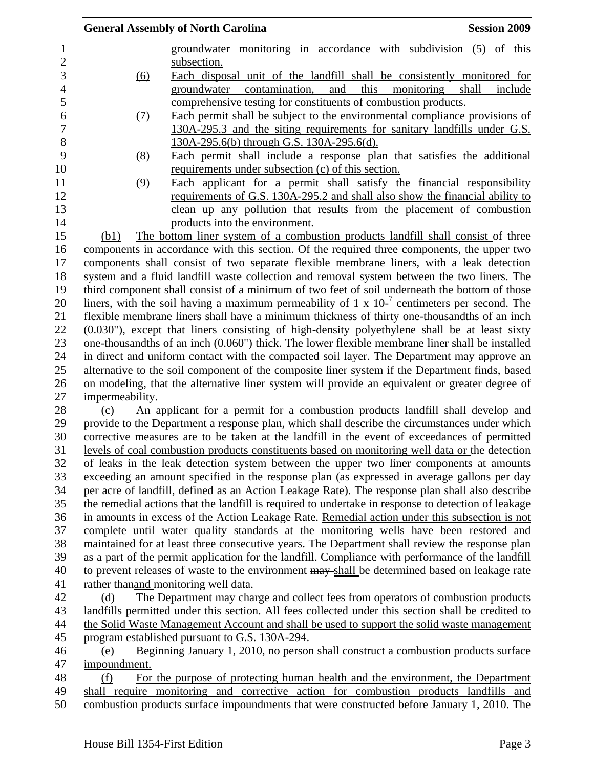groundwater monitoring in accordance with subdivision (5) of this subsection.

(6) Each disposal unit of the landfill shall be consistently monitored for groundwater contamination, and this monitoring shall include comprehensive testing for constituents of combustion products.

(7) Each permit shall be subject to the environmental compliance provisions of 130A-295.3 and the siting requirements for sanitary landfills under G.S. 130A-295.6(b) through G.S. 130A-295.6(d).

(8) Each permit shall include a response plan that satisfies the additional requirements under subsection (c) of this section.

(9) Each applicant for a permit shall satisfy the financial responsibility requirements of G.S. 130A-295.2 and shall also show the financial ability to clean up any pollution that results from the placement of combustion products into the environment.

(b1) The bottom liner system of a combustion products landfill shall consist of three components in accordance with this section. Of the required three components, the upper two components shall consist of two separate flexible membrane liners, with a leak detection system and a fluid landfill waste collection and removal system between the two liners. The third component shall consist of a minimum of two feet of soil underneath the bottom of those liners, with the soil having a maximum permeability of 1 x $10^{-7}$ centimeters per second. The flexible membrane liners shall have a minimum thickness of thirty one-thousandths of an inch (0.030"), except that liners consisting of high-density polyethylene shall be at least sixty one-thousandths of an inch (0.060") thick. The lower flexible membrane liner shall be installed in direct and uniform contact with the compacted soil layer. The Department may approve an alternative to the soil component of the composite liner system if the Department finds, based on modeling, that the alternative liner system will provide an equivalent or greater degree of impermeability.

(c) An applicant for a permit for a combustion products landfill shall develop and provide to the Department a response plan, which shall describe the circumstances under which corrective measures are to be taken at the landfill in the event of exceedances of permitted levels of coal combustion products constituents based on monitoring well data or the detection of leaks in the leak detection system between the upper two liner components at amounts exceeding an amount specified in the response plan (as expressed in average gallons per day per acre of landfill, defined as an Action Leakage Rate). The response plan shall also describe the remedial actions that the landfill is required to undertake in response to detection of leakage in amounts in excess of the Action Leakage Rate. Remedial action under this subsection is not complete until water quality standards at the monitoring wells have been restored and maintained for at least three consecutive years. The Department shall review the response plan as a part of the permit application for the landfill. Compliance with performance of the landfill to prevent releases of waste to the environment ~~may~~ shall be determined based on leakage rate ~~rather than~~and monitoring well data.

(d) The Department may charge and collect fees from operators of combustion products landfills permitted under this section. All fees collected under this section shall be credited to the Solid Waste Management Account and shall be used to support the solid waste management program established pursuant to G.S. 130A-294.

(e) Beginning January 1, 2010, no person shall construct a combustion products surface impoundment.

(f) For the purpose of protecting human health and the environment, the Department shall require monitoring and corrective action for combustion products landfills and combustion products surface impoundments that were constructed before January 1, 2010. The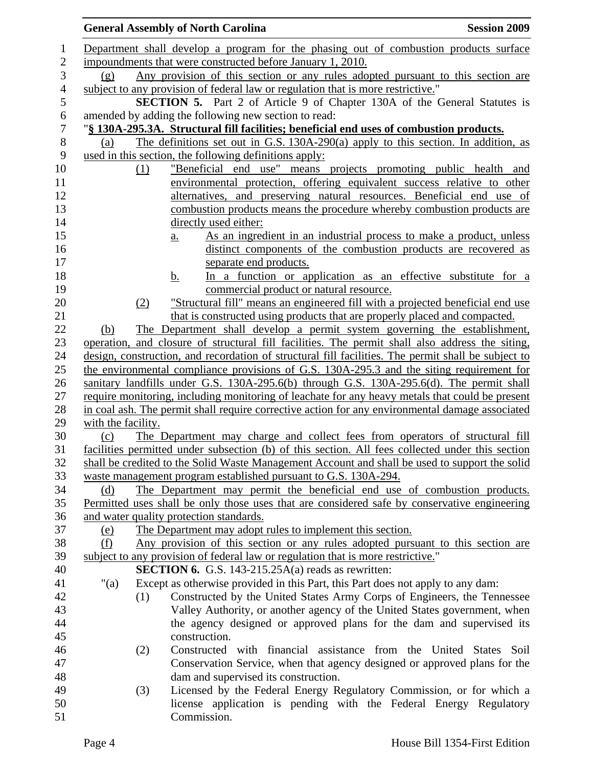Department shall develop a program for the phasing out of combustion products surface impoundments that were constructed before January 1, 2010.

(g) Any provision of this section or any rules adopted pursuant to this section are subject to any provision of federal law or regulation that is more restrictive."

**SECTION 5.** Part 2 of Article 9 of Chapter 130A of the General Statutes is amended by adding the following new section to read:

"**§ 130A-295.3A. Structural fill facilities; beneficial end uses of combustion products.**

(a) The definitions set out in G.S. 130A-290(a) apply to this section. In addition, as used in this section, the following definitions apply:

(1) "Beneficial end use" means projects promoting public health and environmental protection, offering equivalent success relative to other alternatives, and preserving natural resources. Beneficial end use of combustion products means the procedure whereby combustion products are directly used either:

a. As an ingredient in an industrial process to make a product, unless distinct components of the combustion products are recovered as separate end products.

b. In a function or application as an effective substitute for a commercial product or natural resource.

(2) "Structural fill" means an engineered fill with a projected beneficial end use that is constructed using products that are properly placed and compacted.

(b) The Department shall develop a permit system governing the establishment, operation, and closure of structural fill facilities. The permit shall also address the siting, design, construction, and recordation of structural fill facilities. The permit shall be subject to the environmental compliance provisions of G.S. 130A-295.3 and the siting requirement for sanitary landfills under G.S. 130A-295.6(b) through G.S. 130A-295.6(d). The permit shall require monitoring, including monitoring of leachate for any heavy metals that could be present in coal ash. The permit shall require corrective action for any environmental damage associated with the facility.

(c) The Department may charge and collect fees from operators of structural fill facilities permitted under subsection (b) of this section. All fees collected under this section shall be credited to the Solid Waste Management Account and shall be used to support the solid waste management program established pursuant to G.S. 130A-294.

(d) The Department may permit the beneficial end use of combustion products. Permitted uses shall be only those uses that are considered safe by conservative engineering and water quality protection standards.

(e) The Department may adopt rules to implement this section.

(f) Any provision of this section or any rules adopted pursuant to this section are subject to any provision of federal law or regulation that is more restrictive."

**SECTION 6.** G.S. 143-215.25A(a) reads as rewritten:

"(a) Except as otherwise provided in this Part, this Part does not apply to any dam:

(1) Constructed by the United States Army Corps of Engineers, the Tennessee Valley Authority, or another agency of the United States government, when the agency designed or approved plans for the dam and supervised its construction.

(2) Constructed with financial assistance from the United States Soil Conservation Service, when that agency designed or approved plans for the dam and supervised its construction.

(3) Licensed by the Federal Energy Regulatory Commission, or for which a license application is pending with the Federal Energy Regulatory Commission.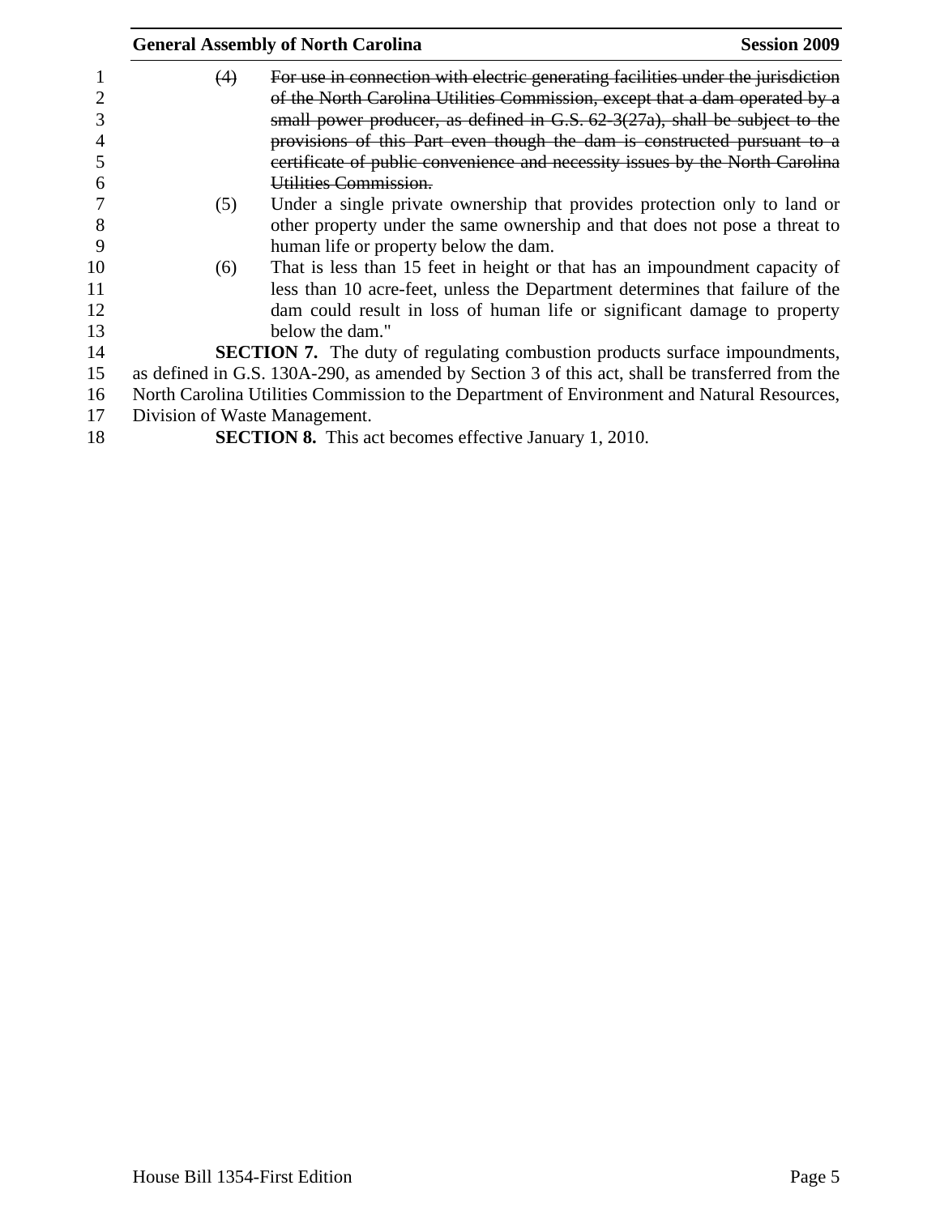~~(4) For use in connection with electric generating facilities under the jurisdiction of the North Carolina Utilities Commission, except that a dam operated by a small power producer, as defined in G.S. 62-3(27a), shall be subject to the provisions of this Part even though the dam is constructed pursuant to a certificate of public convenience and necessity issues by the North Carolina Utilities Commission.~~

(5) Under a single private ownership that provides protection only to land or other property under the same ownership and that does not pose a threat to human life or property below the dam.

(6) That is less than 15 feet in height or that has an impoundment capacity of less than 10 acre-feet, unless the Department determines that failure of the dam could result in loss of human life or significant damage to property below the dam."

**SECTION 7.** The duty of regulating combustion products surface impoundments, as defined in G.S. 130A-290, as amended by Section 3 of this act, shall be transferred from the North Carolina Utilities Commission to the Department of Environment and Natural Resources, Division of Waste Management.

**SECTION 8.** This act becomes effective January 1, 2010.